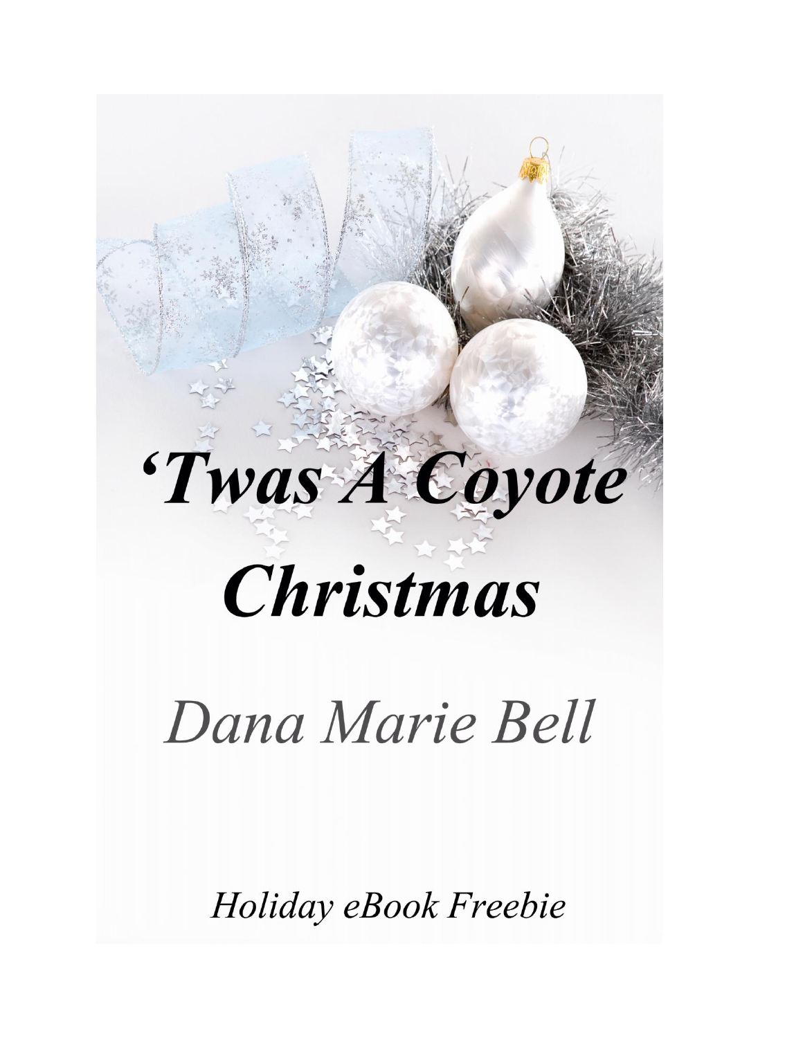# *'Twas A Coyote Christmas*

*Dana Marie Bell*

*Holiday eBook Freebie*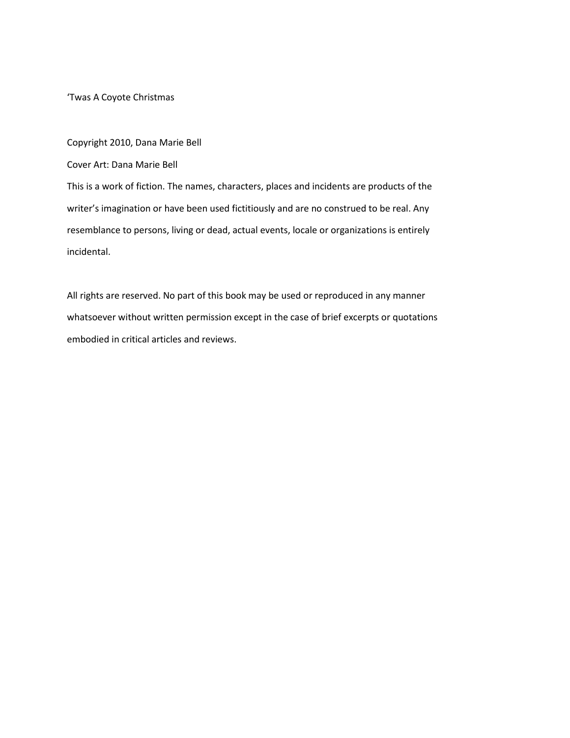‘Twas A Coyote Christmas

Copyright 2010, Dana Marie Bell

Cover Art: Dana Marie Bell

This is a work of fiction. The names, characters, places and incidents are products of the writer’s imagination or have been used fictitiously and are no construed to be real. Any resemblance to persons, living or dead, actual events, locale or organizations is entirely incidental.

All rights are reserved. No part of this book may be used or reproduced in any manner whatsoever without written permission except in the case of brief excerpts or quotations embodied in critical articles and reviews.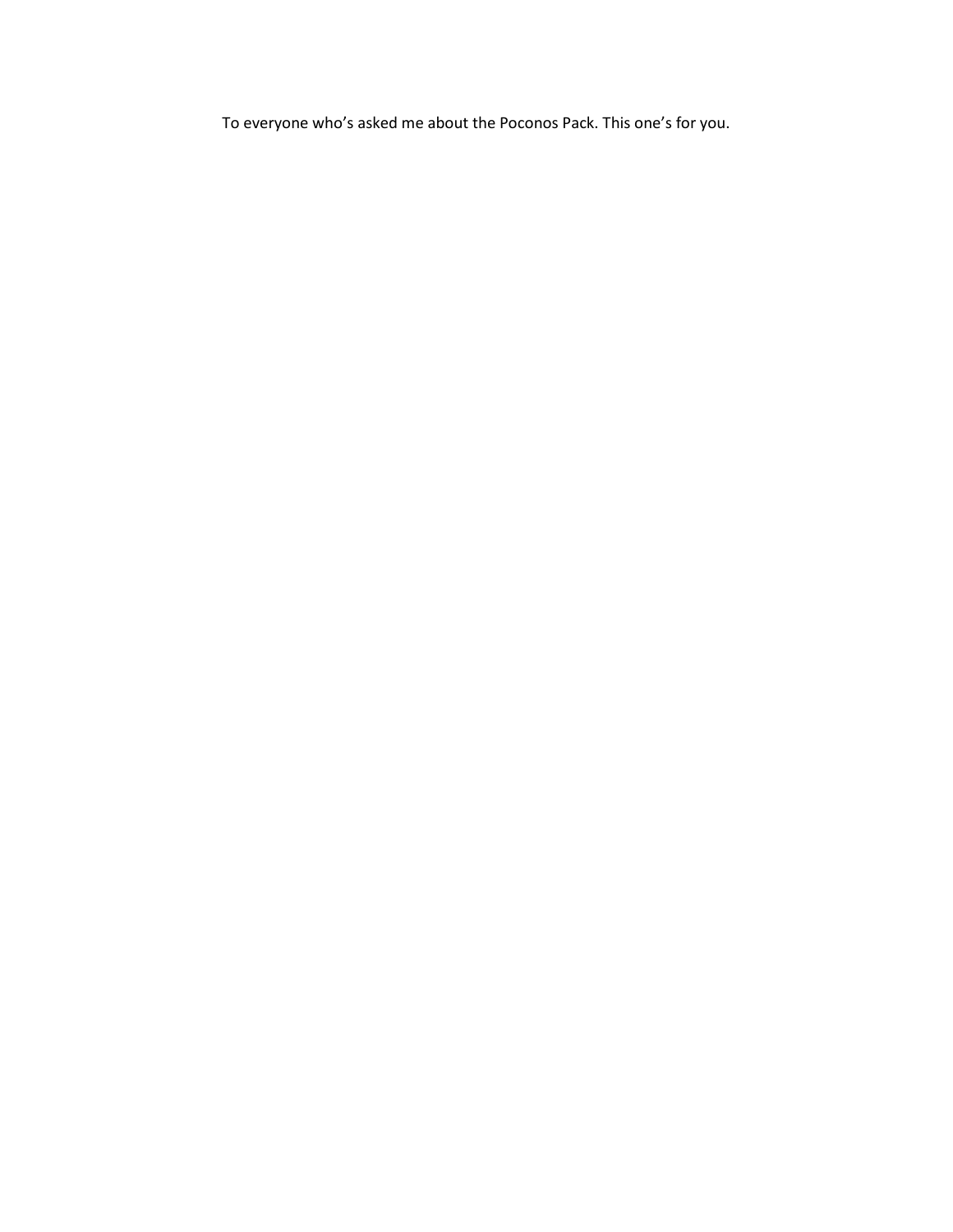To everyone who’s asked me about the Poconos Pack. This one’s for you.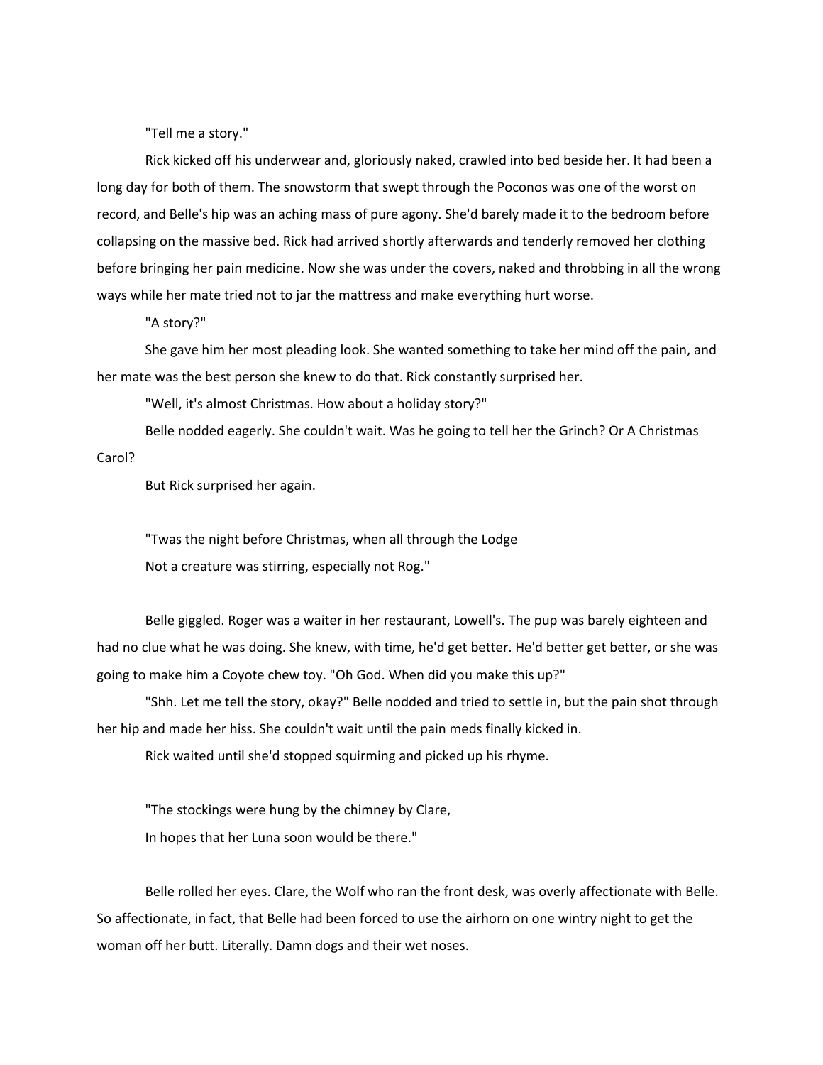"Tell me a story."

Rick kicked off his underwear and, gloriously naked, crawled into bed beside her. It had been a long day for both of them. The snowstorm that swept through the Poconos was one of the worst on record, and Belle's hip was an aching mass of pure agony. She'd barely made it to the bedroom before collapsing on the massive bed. Rick had arrived shortly afterwards and tenderly removed her clothing before bringing her pain medicine. Now she was under the covers, naked and throbbing in all the wrong ways while her mate tried not to jar the mattress and make everything hurt worse.

"A story?"

She gave him her most pleading look. She wanted something to take her mind off the pain, and her mate was the best person she knew to do that. Rick constantly surprised her.

"Well, it's almost Christmas. How about a holiday story?"

Belle nodded eagerly. She couldn't wait. Was he going to tell her the Grinch? Or A Christmas Carol?

But Rick surprised her again.

"Twas the night before Christmas, when all through the Lodge
Not a creature was stirring, especially not Rog."

Belle giggled. Roger was a waiter in her restaurant, Lowell's. The pup was barely eighteen and had no clue what he was doing. She knew, with time, he'd get better. He'd better get better, or she was going to make him a Coyote chew toy. "Oh God. When did you make this up?"

"Shh. Let me tell the story, okay?" Belle nodded and tried to settle in, but the pain shot through her hip and made her hiss. She couldn't wait until the pain meds finally kicked in.

Rick waited until she'd stopped squirming and picked up his rhyme.

"The stockings were hung by the chimney by Clare,
In hopes that her Luna soon would be there."

Belle rolled her eyes. Clare, the Wolf who ran the front desk, was overly affectionate with Belle. So affectionate, in fact, that Belle had been forced to use the airhorn on one wintry night to get the woman off her butt. Literally. Damn dogs and their wet noses.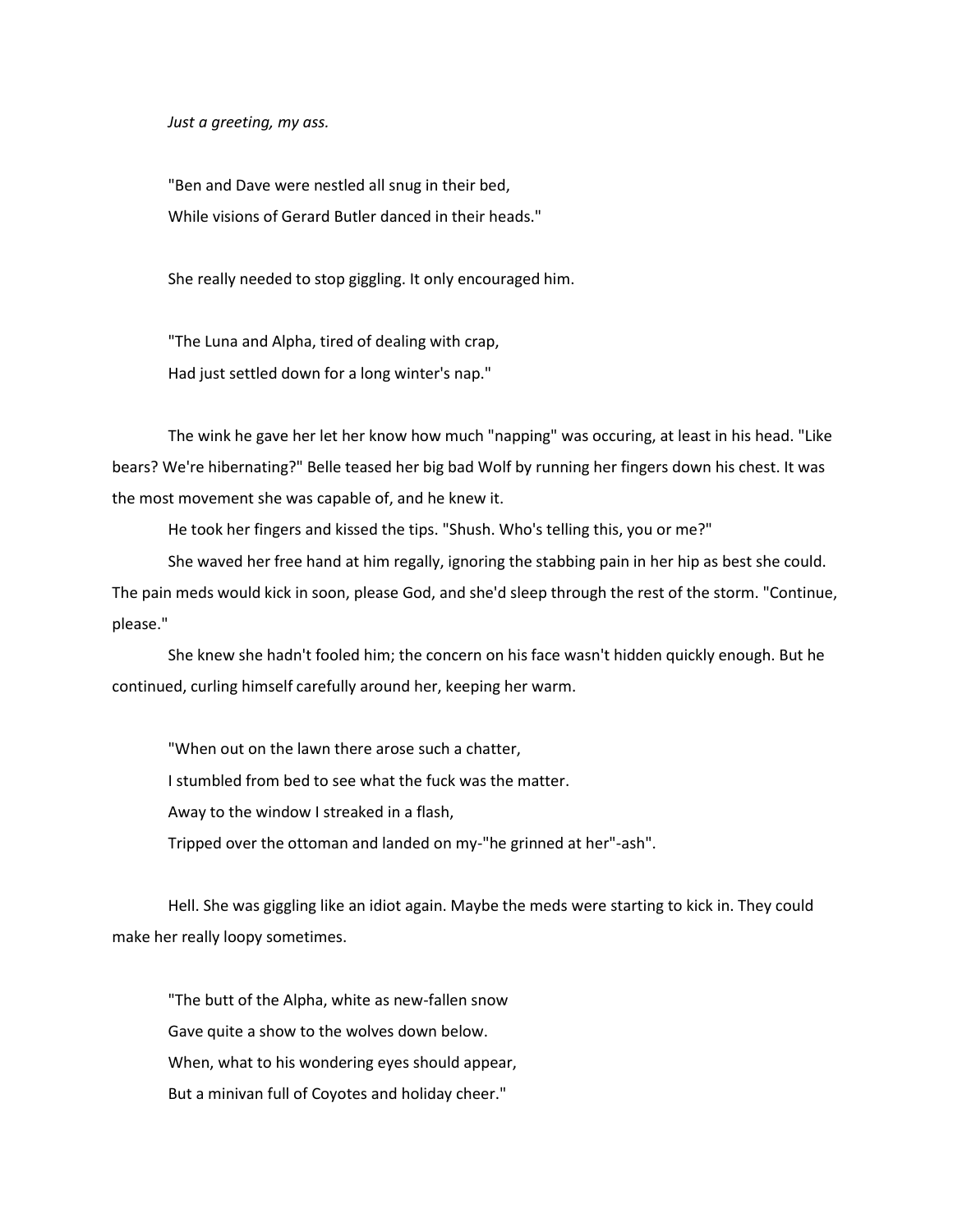*Just a greeting, my ass.*

"Ben and Dave were nestled all snug in their bed,
While visions of Gerard Butler danced in their heads."

She really needed to stop giggling. It only encouraged him.

"The Luna and Alpha, tired of dealing with crap,
Had just settled down for a long winter's nap."

The wink he gave her let her know how much "napping" was occuring, at least in his head. "Like bears? We're hibernating?" Belle teased her big bad Wolf by running her fingers down his chest. It was the most movement she was capable of, and he knew it.

He took her fingers and kissed the tips. "Shush. Who's telling this, you or me?"

She waved her free hand at him regally, ignoring the stabbing pain in her hip as best she could. The pain meds would kick in soon, please God, and she'd sleep through the rest of the storm. "Continue, please."

She knew she hadn't fooled him; the concern on his face wasn't hidden quickly enough. But he continued, curling himself carefully around her, keeping her warm.

"When out on the lawn there arose such a chatter,
I stumbled from bed to see what the fuck was the matter.
Away to the window I streaked in a flash,
Tripped over the ottoman and landed on my-"he grinned at her"-ash".

Hell. She was giggling like an idiot again. Maybe the meds were starting to kick in. They could make her really loopy sometimes.

"The butt of the Alpha, white as new-fallen snow
Gave quite a show to the wolves down below.
When, what to his wondering eyes should appear,
But a minivan full of Coyotes and holiday cheer."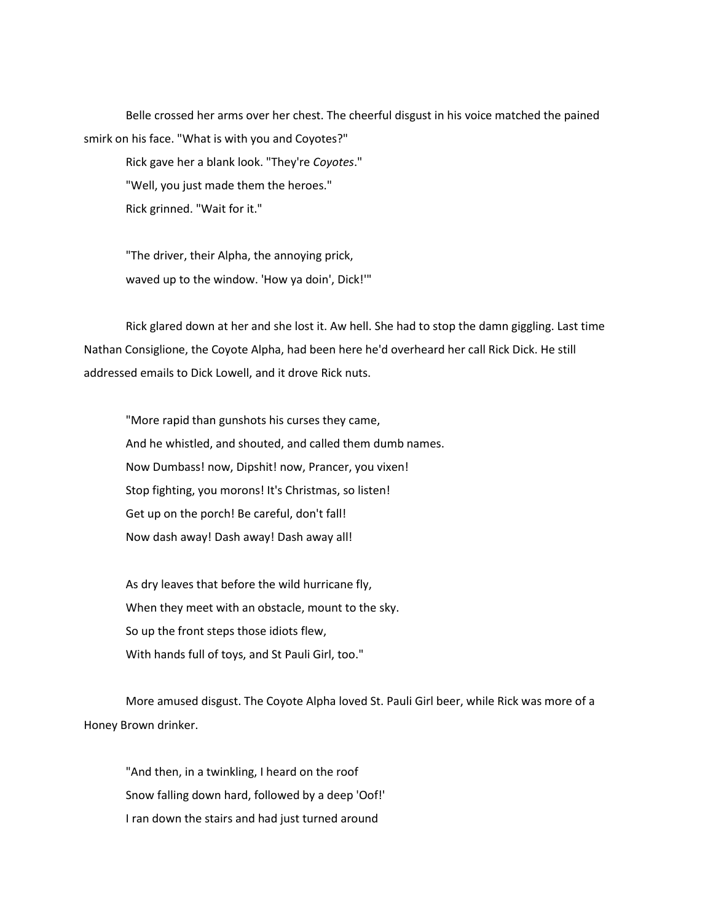Belle crossed her arms over her chest. The cheerful disgust in his voice matched the pained smirk on his face. "What is with you and Coyotes?"

Rick gave her a blank look. "They're *Coyotes*."

"Well, you just made them the heroes."

Rick grinned. "Wait for it."

"The driver, their Alpha, the annoying prick,
waved up to the window. 'How ya doin', Dick!'"

Rick glared down at her and she lost it. Aw hell. She had to stop the damn giggling. Last time Nathan Consiglione, the Coyote Alpha, had been here he'd overheard her call Rick Dick. He still addressed emails to Dick Lowell, and it drove Rick nuts.

"More rapid than gunshots his curses they came,
And he whistled, and shouted, and called them dumb names.
Now Dumbass! now, Dipshit! now, Prancer, you vixen!
Stop fighting, you morons! It's Christmas, so listen!
Get up on the porch! Be careful, don't fall!
Now dash away! Dash away! Dash away all!

As dry leaves that before the wild hurricane fly,
When they meet with an obstacle, mount to the sky.
So up the front steps those idiots flew,
With hands full of toys, and St Pauli Girl, too."

More amused disgust. The Coyote Alpha loved St. Pauli Girl beer, while Rick was more of a Honey Brown drinker.

"And then, in a twinkling, I heard on the roof
Snow falling down hard, followed by a deep 'Oof!'
I ran down the stairs and had just turned around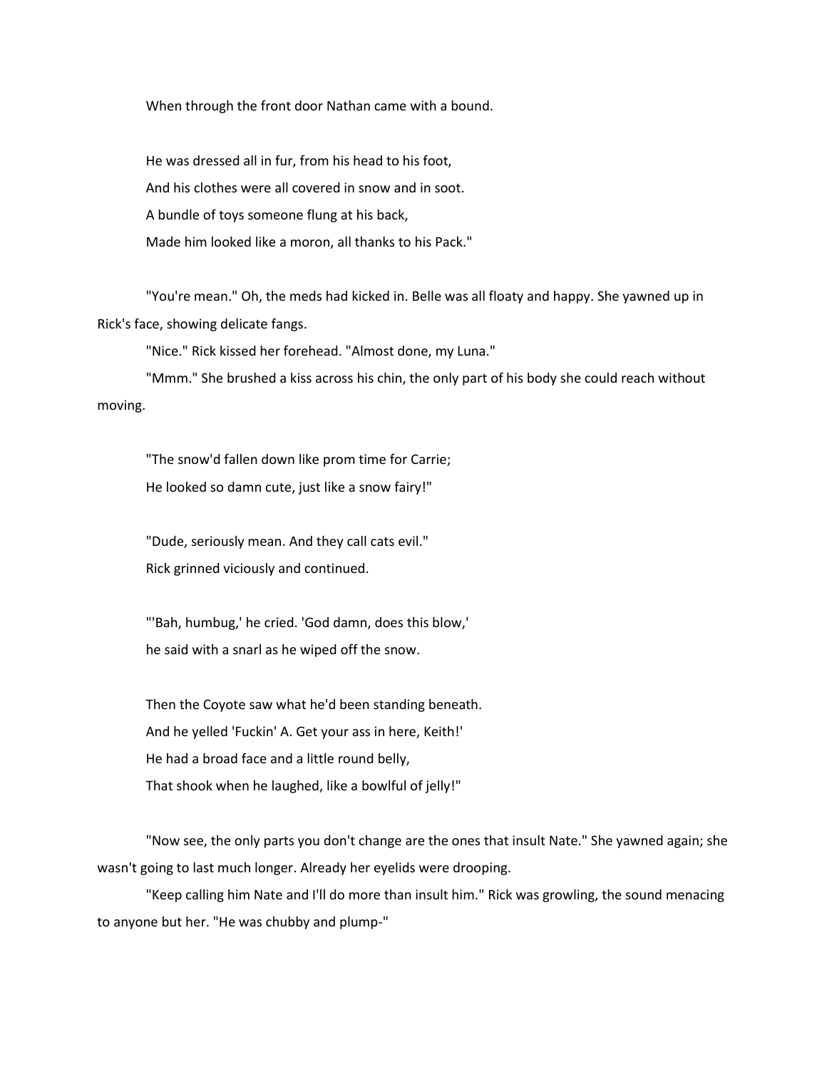When through the front door Nathan came with a bound.

He was dressed all in fur, from his head to his foot,
And his clothes were all covered in snow and in soot.
A bundle of toys someone flung at his back,
Made him looked like a moron, all thanks to his Pack."

"You're mean." Oh, the meds had kicked in. Belle was all floaty and happy. She yawned up in Rick's face, showing delicate fangs.

"Nice." Rick kissed her forehead. "Almost done, my Luna."

"Mmm." She brushed a kiss across his chin, the only part of his body she could reach without moving.

"The snow'd fallen down like prom time for Carrie;
He looked so damn cute, just like a snow fairy!"

"Dude, seriously mean. And they call cats evil."

Rick grinned viciously and continued.

"'Bah, humbug,' he cried. 'God damn, does this blow,'
he said with a snarl as he wiped off the snow.

Then the Coyote saw what he'd been standing beneath.
And he yelled 'Fuckin' A. Get your ass in here, Keith!'
He had a broad face and a little round belly,
That shook when he laughed, like a bowlful of jelly!"

"Now see, the only parts you don't change are the ones that insult Nate." She yawned again; she wasn't going to last much longer. Already her eyelids were drooping.

"Keep calling him Nate and I'll do more than insult him." Rick was growling, the sound menacing to anyone but her. "He was chubby and plump-"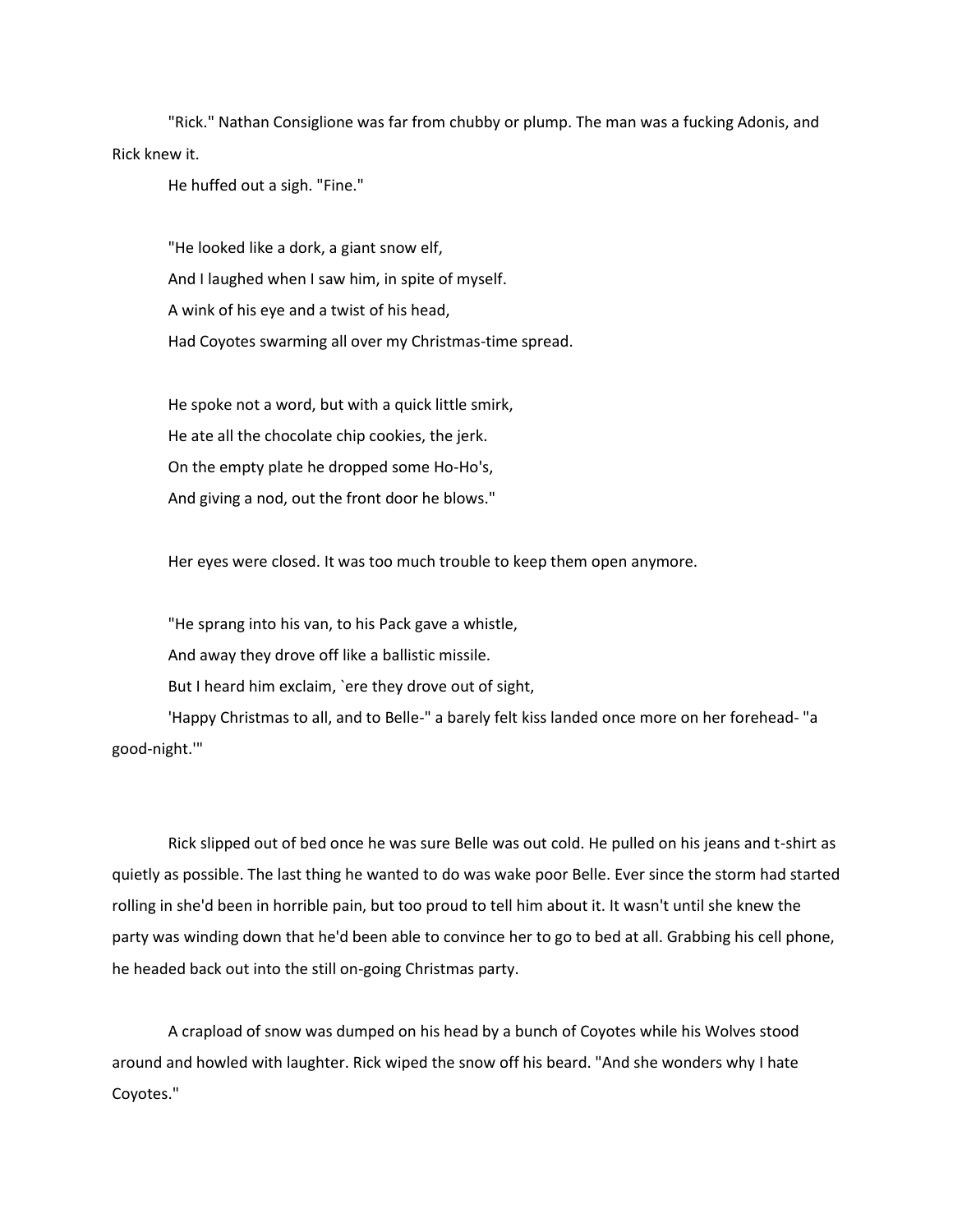"Rick." Nathan Consiglione was far from chubby or plump. The man was a fucking Adonis, and Rick knew it.

He huffed out a sigh. "Fine."

"He looked like a dork, a giant snow elf,  
And I laughed when I saw him, in spite of myself.  
A wink of his eye and a twist of his head,  
Had Coyotes swarming all over my Christmas-time spread.

He spoke not a word, but with a quick little smirk,  
He ate all the chocolate chip cookies, the jerk.  
On the empty plate he dropped some Ho-Ho's,  
And giving a nod, out the front door he blows."

Her eyes were closed. It was too much trouble to keep them open anymore.

"He sprang into his van, to his Pack gave a whistle,  
And away they drove off like a ballistic missile.  
But I heard him exclaim, `ere they drove out of sight,  
'Happy Christmas to all, and to Belle-" a barely felt kiss landed once more on her forehead- "a good-night.'"

Rick slipped out of bed once he was sure Belle was out cold. He pulled on his jeans and t-shirt as quietly as possible. The last thing he wanted to do was wake poor Belle. Ever since the storm had started rolling in she'd been in horrible pain, but too proud to tell him about it. It wasn't until she knew the party was winding down that he'd been able to convince her to go to bed at all. Grabbing his cell phone, he headed back out into the still on-going Christmas party.

A crapload of snow was dumped on his head by a bunch of Coyotes while his Wolves stood around and howled with laughter. Rick wiped the snow off his beard. "And she wonders why I hate Coyotes."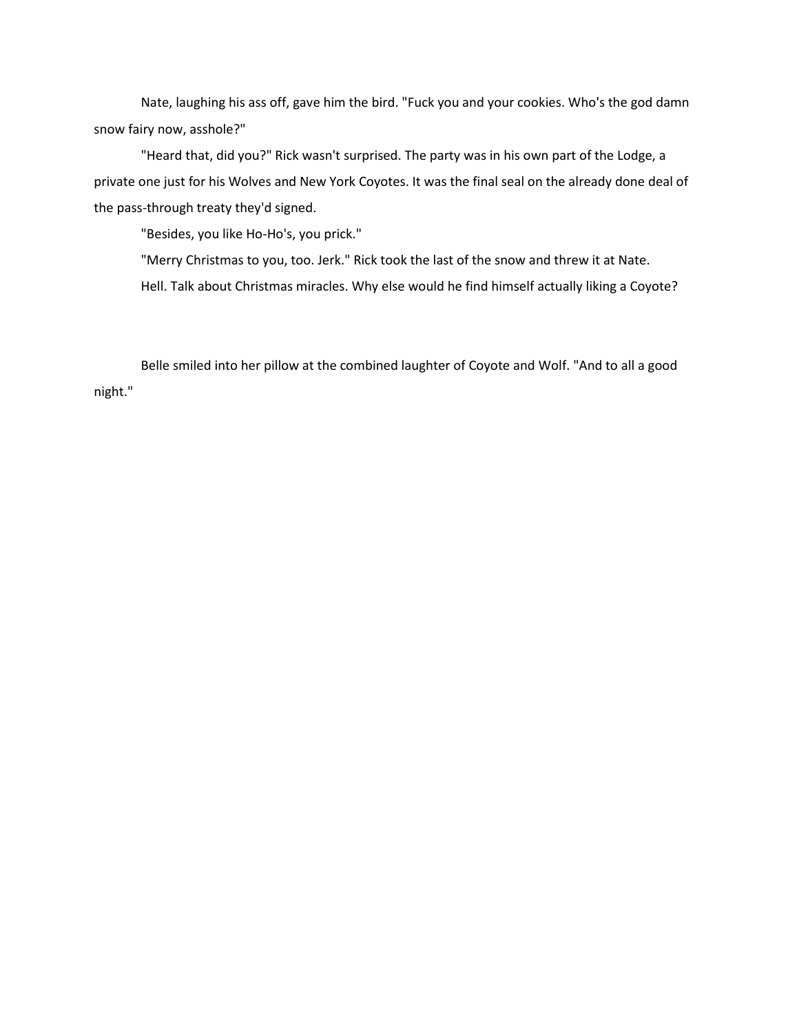Nate, laughing his ass off, gave him the bird. "Fuck you and your cookies. Who's the god damn snow fairy now, asshole?"

"Heard that, did you?" Rick wasn't surprised. The party was in his own part of the Lodge, a private one just for his Wolves and New York Coyotes. It was the final seal on the already done deal of the pass-through treaty they'd signed.

"Besides, you like Ho-Ho's, you prick."

"Merry Christmas to you, too. Jerk." Rick took the last of the snow and threw it at Nate.

Hell. Talk about Christmas miracles. Why else would he find himself actually liking a Coyote?

Belle smiled into her pillow at the combined laughter of Coyote and Wolf. "And to all a good night."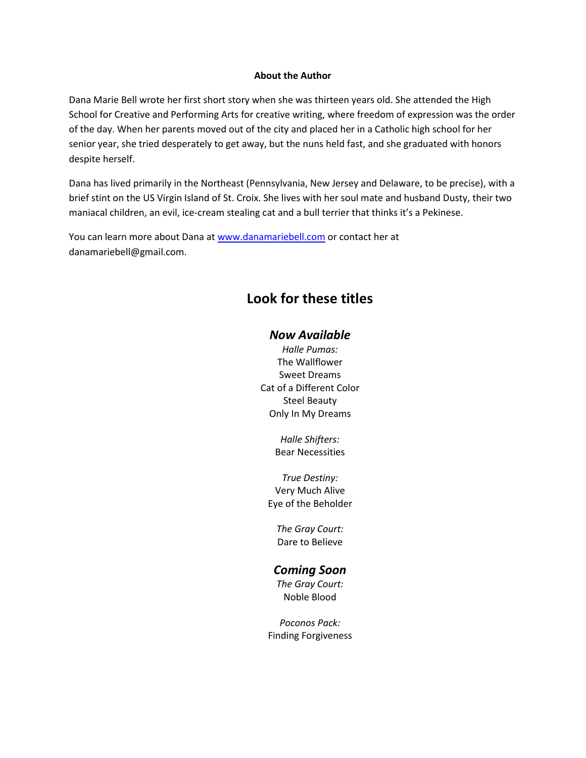**About the Author**

Dana Marie Bell wrote her first short story when she was thirteen years old. She attended the High School for Creative and Performing Arts for creative writing, where freedom of expression was the order of the day. When her parents moved out of the city and placed her in a Catholic high school for her senior year, she tried desperately to get away, but the nuns held fast, and she graduated with honors despite herself.

Dana has lived primarily in the Northeast (Pennsylvania, New Jersey and Delaware, to be precise), with a brief stint on the US Virgin Island of St. Croix. She lives with her soul mate and husband Dusty, their two maniacal children, an evil, ice-cream stealing cat and a bull terrier that thinks it's a Pekinese.

You can learn more about Dana at [www.danamariebell.com](http://www.danamariebell.com) or contact her at danamariebell@gmail.com.

## Look for these titles

### *Now Available*

*Halle Pumas:*
The Wallflower
Sweet Dreams
Cat of a Different Color
Steel Beauty
Only In My Dreams

*Halle Shifters:*
Bear Necessities

*True Destiny:*
Very Much Alive
Eye of the Beholder

*The Gray Court:*
Dare to Believe

### *Coming Soon*

*The Gray Court:*
Noble Blood

*Poconos Pack:*
Finding Forgiveness